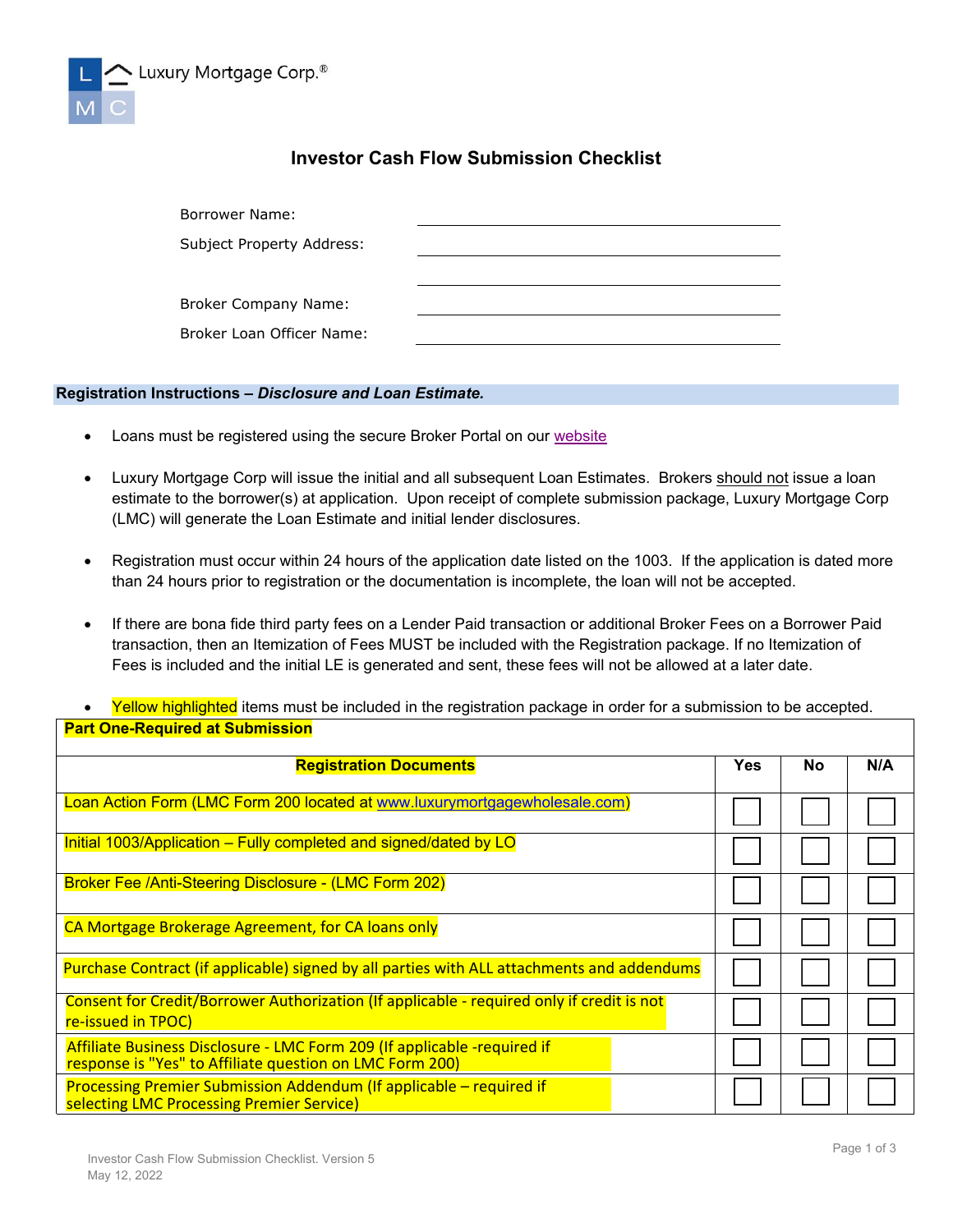Luxury Mortgage Corp.®

# Investor Cash Flow Submission Checklist

Borrower Name: ____________________

Subject Property Address: ____________________

____________________

Broker Company Name: ____________________

Broker Loan Officer Name: ____________________

## Registration Instructions – *Disclosure and Loan Estimate.*

- Loans must be registered using the secure Broker Portal on our website
- Luxury Mortgage Corp will issue the initial and all subsequent Loan Estimates. Brokers should not issue a loan estimate to the borrower(s) at application. Upon receipt of complete submission package, Luxury Mortgage Corp (LMC) will generate the Loan Estimate and initial lender disclosures.
- Registration must occur within 24 hours of the application date listed on the 1003. If the application is dated more than 24 hours prior to registration or the documentation is incomplete, the loan will not be accepted.
- If there are bona fide third party fees on a Lender Paid transaction or additional Broker Fees on a Borrower Paid transaction, then an Itemization of Fees MUST be included with the Registration package. If no Itemization of Fees is included and the initial LE is generated and sent, these fees will not be allowed at a later date.
- Yellow highlighted items must be included in the registration package in order for a submission to be accepted.

**Part One-Required at Submission**

| **Registration Documents** | **Yes** | **No** | **N/A** |
|---|---|---|---|
| Loan Action Form (LMC Form 200 located at www.luxurymortgagewholesale.com) | ☐ | ☐ | ☐ |
| Initial 1003/Application – Fully completed and signed/dated by LO | ☐ | ☐ | ☐ |
| Broker Fee /Anti-Steering Disclosure - (LMC Form 202) | ☐ | ☐ | ☐ |
| CA Mortgage Brokerage Agreement, for CA loans only | ☐ | ☐ | ☐ |
| Purchase Contract (if applicable) signed by all parties with ALL attachments and addendums | ☐ | ☐ | ☐ |
| Consent for Credit/Borrower Authorization (If applicable - required only if credit is not re-issued in TPOC) | ☐ | ☐ | ☐ |
| Affiliate Business Disclosure - LMC Form 209 (If applicable -required if response is "Yes" to Affiliate question on LMC Form 200) | ☐ | ☐ | ☐ |
| Processing Premier Submission Addendum (If applicable – required if selecting LMC Processing Premier Service) | ☐ | ☐ | ☐ |

Investor Cash Flow Submission Checklist. Version 5
May 12, 2022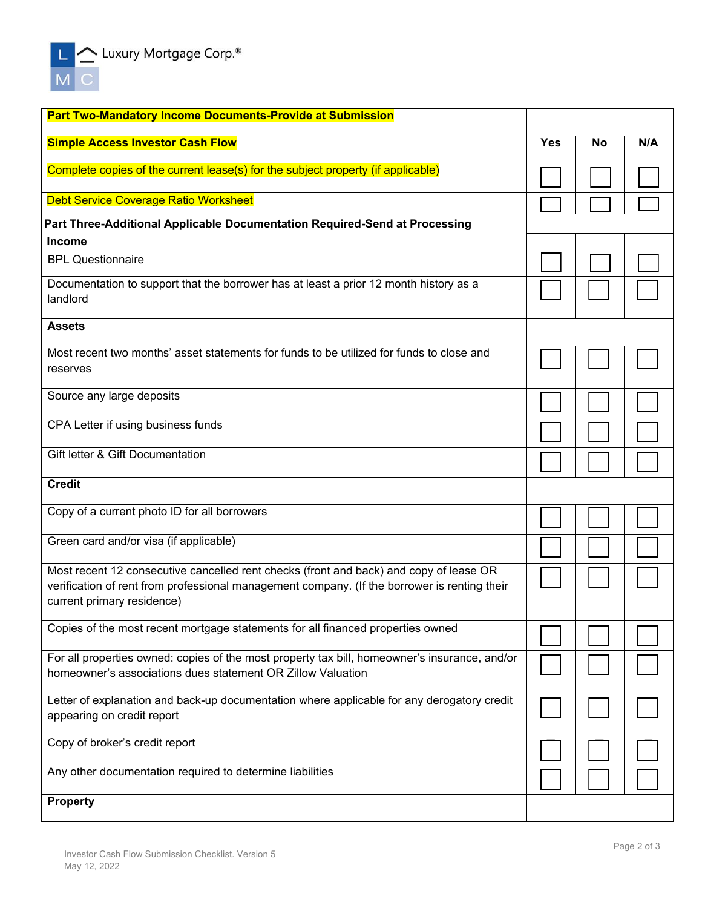| Part Two-Mandatory Income Documents-Provide at Submission | | | |
|---|---|---|---|
| **Simple Access Investor Cash Flow** | **Yes** | **No** | **N/A** |
| Complete copies of the current lease(s) for the subject property (if applicable) | ☐ | ☐ | ☐ |
| Debt Service Coverage Ratio Worksheet | ☐ | ☐ | ☐ |
| **Part Three-Additional Applicable Documentation Required-Send at Processing** | | | |
| **Income** | | | |
| BPL Questionnaire | ☐ | ☐ | ☐ |
| Documentation to support that the borrower has at least a prior 12 month history as a landlord | ☐ | ☐ | ☐ |
| **Assets** | | | |
| Most recent two months' asset statements for funds to be utilized for funds to close and reserves | ☐ | ☐ | ☐ |
| Source any large deposits | ☐ | ☐ | ☐ |
| CPA Letter if using business funds | ☐ | ☐ | ☐ |
| Gift letter & Gift Documentation | ☐ | ☐ | ☐ |
| **Credit** | | | |
| Copy of a current photo ID for all borrowers | ☐ | ☐ | ☐ |
| Green card and/or visa (if applicable) | ☐ | ☐ | ☐ |
| Most recent 12 consecutive cancelled rent checks (front and back) and copy of lease OR verification of rent from professional management company. (If the borrower is renting their current primary residence) | ☐ | ☐ | ☐ |
| Copies of the most recent mortgage statements for all financed properties owned | ☐ | ☐ | ☐ |
| For all properties owned: copies of the most property tax bill, homeowner's insurance, and/or homeowner's associations dues statement OR Zillow Valuation | ☐ | ☐ | ☐ |
| Letter of explanation and back-up documentation where applicable for any derogatory credit appearing on credit report | ☐ | ☐ | ☐ |
| Copy of broker's credit report | ☐ | ☐ | ☐ |
| Any other documentation required to determine liabilities | ☐ | ☐ | ☐ |
| **Property** | | | |

Investor Cash Flow Submission Checklist. Version 5
May 12, 2022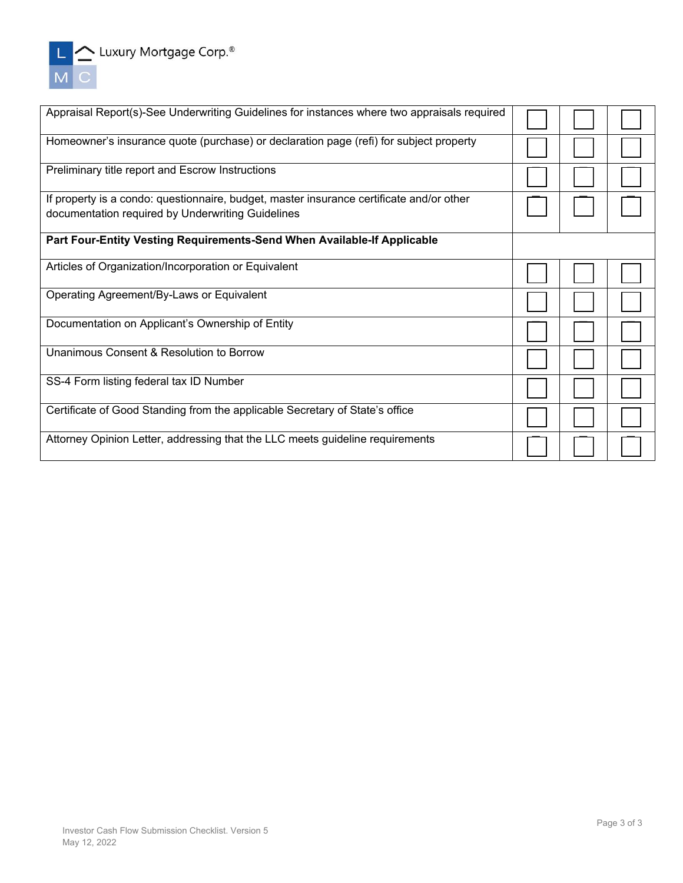| | | | |
|---|---|---|---|
| Appraisal Report(s)-See Underwriting Guidelines for instances where two appraisals required | ☐ | ☐ | ☐ |
| Homeowner's insurance quote (purchase) or declaration page (refi) for subject property | ☐ | ☐ | ☐ |
| Preliminary title report and Escrow Instructions | ☐ | ☐ | ☐ |
| If property is a condo: questionnaire, budget, master insurance certificate and/or other documentation required by Underwriting Guidelines | ☐ | ☐ | ☐ |
| **Part Four-Entity Vesting Requirements-Send When Available-If Applicable** | | | |
| Articles of Organization/Incorporation or Equivalent | ☐ | ☐ | ☐ |
| Operating Agreement/By-Laws or Equivalent | ☐ | ☐ | ☐ |
| Documentation on Applicant's Ownership of Entity | ☐ | ☐ | ☐ |
| Unanimous Consent & Resolution to Borrow | ☐ | ☐ | ☐ |
| SS-4 Form listing federal tax ID Number | ☐ | ☐ | ☐ |
| Certificate of Good Standing from the applicable Secretary of State's office | ☐ | ☐ | ☐ |
| Attorney Opinion Letter, addressing that the LLC meets guideline requirements | ☐ | ☐ | ☐ |

Investor Cash Flow Submission Checklist. Version 5
May 12, 2022